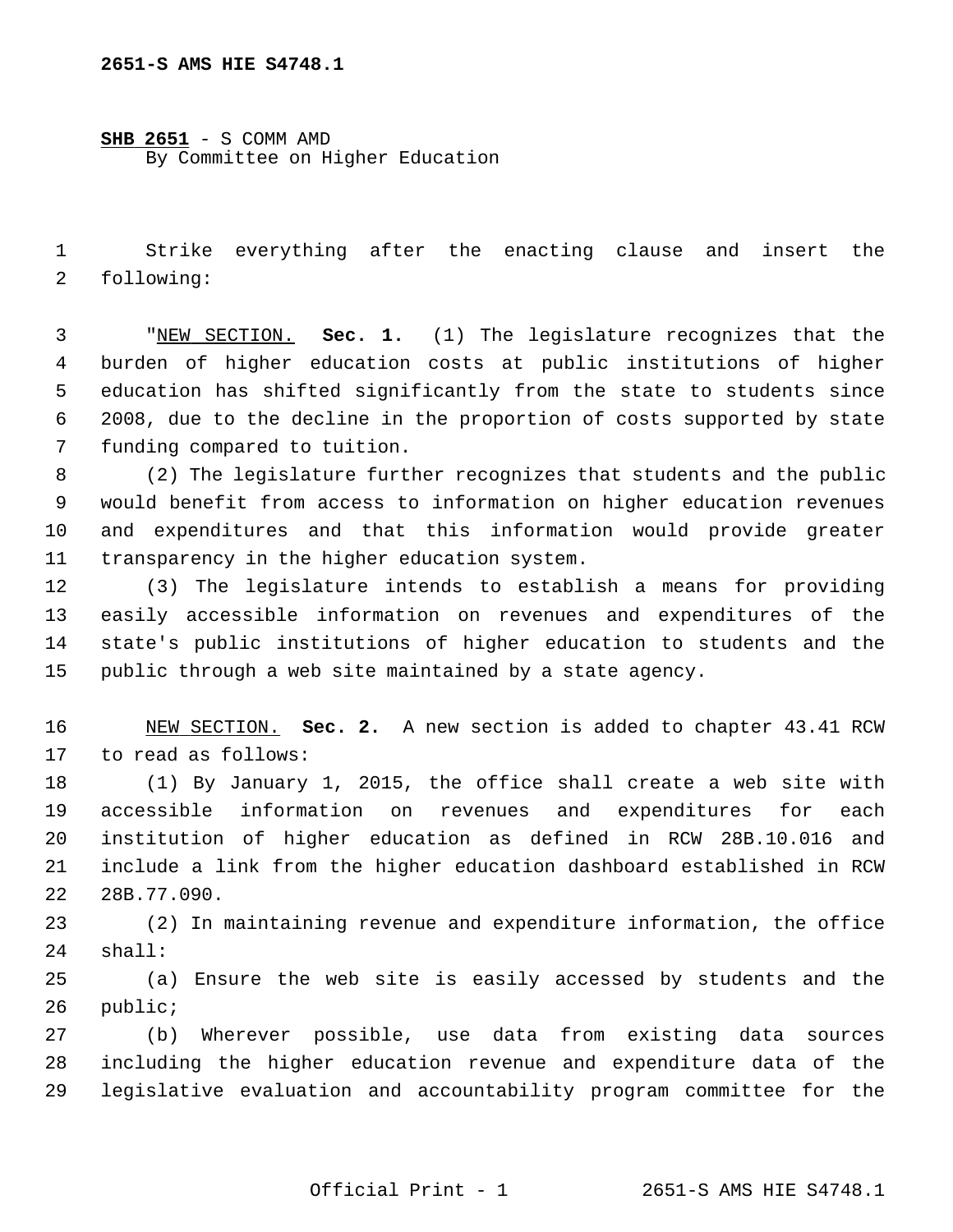**2651-S AMS HIE S4748.1**

**SHB 2651** - S COMM AMD
By Committee on Higher Education

Strike everything after the enacting clause and insert the following:

"NEW SECTION. **Sec. 1.** (1) The legislature recognizes that the burden of higher education costs at public institutions of higher education has shifted significantly from the state to students since 2008, due to the decline in the proportion of costs supported by state funding compared to tuition.

(2) The legislature further recognizes that students and the public would benefit from access to information on higher education revenues and expenditures and that this information would provide greater transparency in the higher education system.

(3) The legislature intends to establish a means for providing easily accessible information on revenues and expenditures of the state's public institutions of higher education to students and the public through a web site maintained by a state agency.

NEW SECTION. **Sec. 2.** A new section is added to chapter 43.41 RCW to read as follows:

(1) By January 1, 2015, the office shall create a web site with accessible information on revenues and expenditures for each institution of higher education as defined in RCW 28B.10.016 and include a link from the higher education dashboard established in RCW 28B.77.090.

(2) In maintaining revenue and expenditure information, the office shall:

(a) Ensure the web site is easily accessed by students and the public;

(b) Wherever possible, use data from existing data sources including the higher education revenue and expenditure data of the legislative evaluation and accountability program committee for the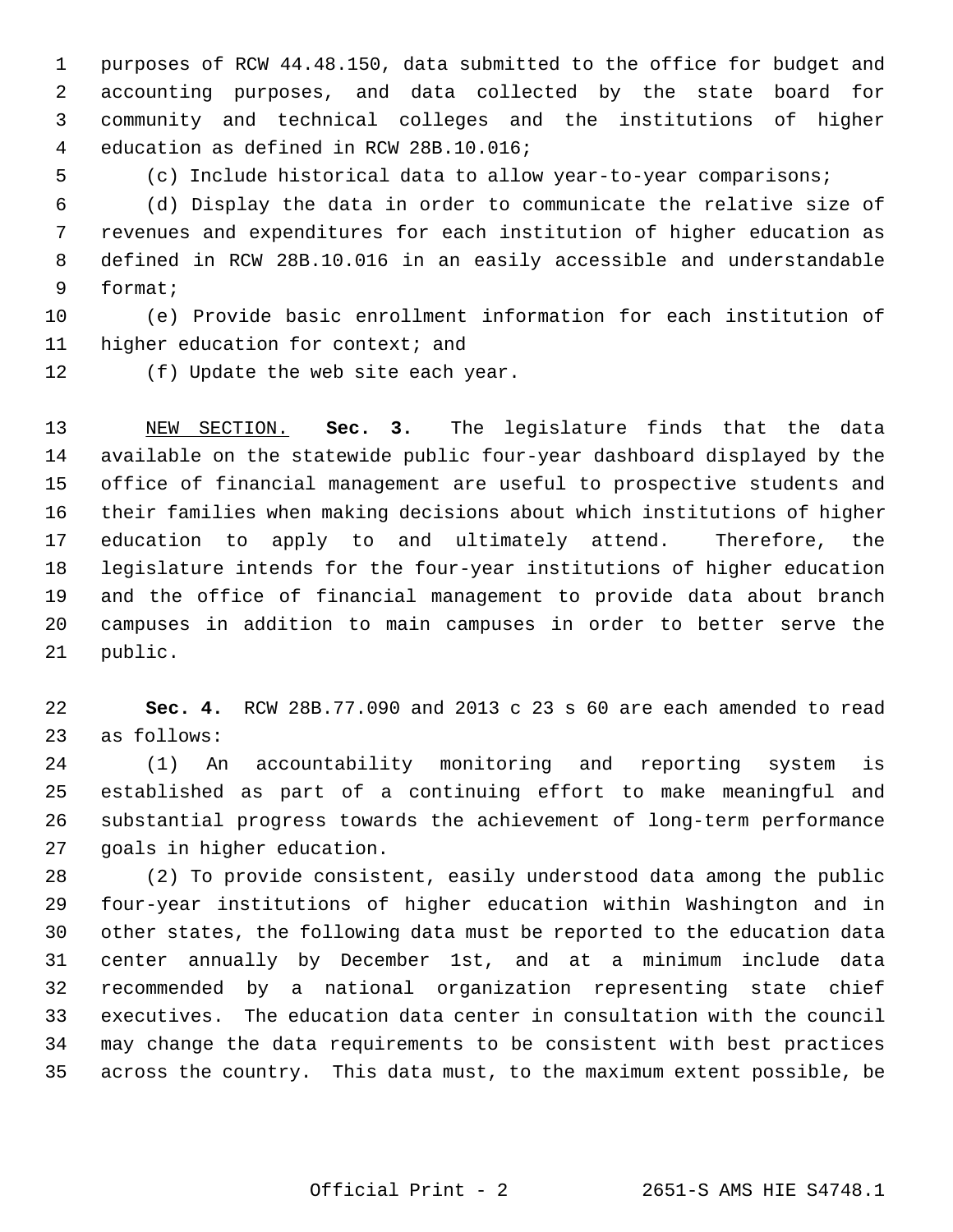purposes of RCW 44.48.150, data submitted to the office for budget and accounting purposes, and data collected by the state board for community and technical colleges and the institutions of higher education as defined in RCW 28B.10.016;

(c) Include historical data to allow year-to-year comparisons;

(d) Display the data in order to communicate the relative size of revenues and expenditures for each institution of higher education as defined in RCW 28B.10.016 in an easily accessible and understandable format;

(e) Provide basic enrollment information for each institution of higher education for context; and

(f) Update the web site each year.

NEW SECTION. **Sec. 3.** The legislature finds that the data available on the statewide public four-year dashboard displayed by the office of financial management are useful to prospective students and their families when making decisions about which institutions of higher education to apply to and ultimately attend. Therefore, the legislature intends for the four-year institutions of higher education and the office of financial management to provide data about branch campuses in addition to main campuses in order to better serve the public.

**Sec. 4.** RCW 28B.77.090 and 2013 c 23 s 60 are each amended to read as follows:

(1) An accountability monitoring and reporting system is established as part of a continuing effort to make meaningful and substantial progress towards the achievement of long-term performance goals in higher education.

(2) To provide consistent, easily understood data among the public four-year institutions of higher education within Washington and in other states, the following data must be reported to the education data center annually by December 1st, and at a minimum include data recommended by a national organization representing state chief executives. The education data center in consultation with the council may change the data requirements to be consistent with best practices across the country. This data must, to the maximum extent possible, be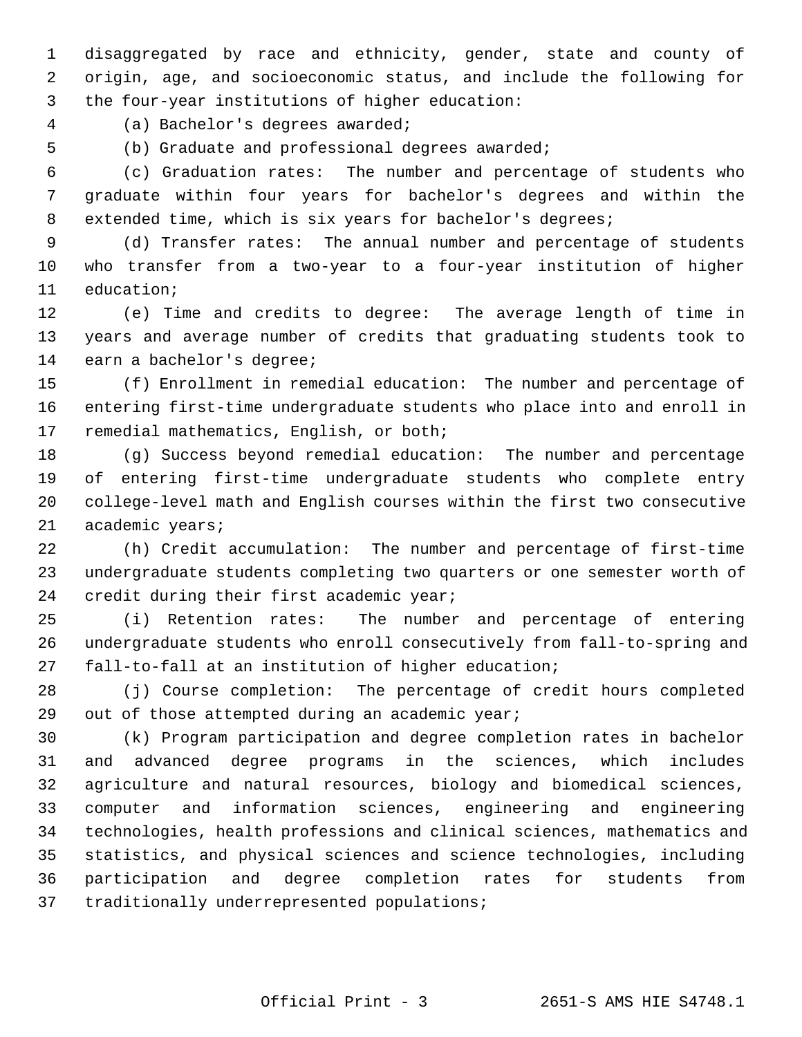disaggregated by race and ethnicity, gender, state and county of origin, age, and socioeconomic status, and include the following for the four-year institutions of higher education:

(a) Bachelor's degrees awarded;

(b) Graduate and professional degrees awarded;

(c) Graduation rates: The number and percentage of students who graduate within four years for bachelor's degrees and within the extended time, which is six years for bachelor's degrees;

(d) Transfer rates: The annual number and percentage of students who transfer from a two-year to a four-year institution of higher education;

(e) Time and credits to degree: The average length of time in years and average number of credits that graduating students took to earn a bachelor's degree;

(f) Enrollment in remedial education: The number and percentage of entering first-time undergraduate students who place into and enroll in remedial mathematics, English, or both;

(g) Success beyond remedial education: The number and percentage of entering first-time undergraduate students who complete entry college-level math and English courses within the first two consecutive academic years;

(h) Credit accumulation: The number and percentage of first-time undergraduate students completing two quarters or one semester worth of credit during their first academic year;

(i) Retention rates: The number and percentage of entering undergraduate students who enroll consecutively from fall-to-spring and fall-to-fall at an institution of higher education;

(j) Course completion: The percentage of credit hours completed out of those attempted during an academic year;

(k) Program participation and degree completion rates in bachelor and advanced degree programs in the sciences, which includes agriculture and natural resources, biology and biomedical sciences, computer and information sciences, engineering and engineering technologies, health professions and clinical sciences, mathematics and statistics, and physical sciences and science technologies, including participation and degree completion rates for students from traditionally underrepresented populations;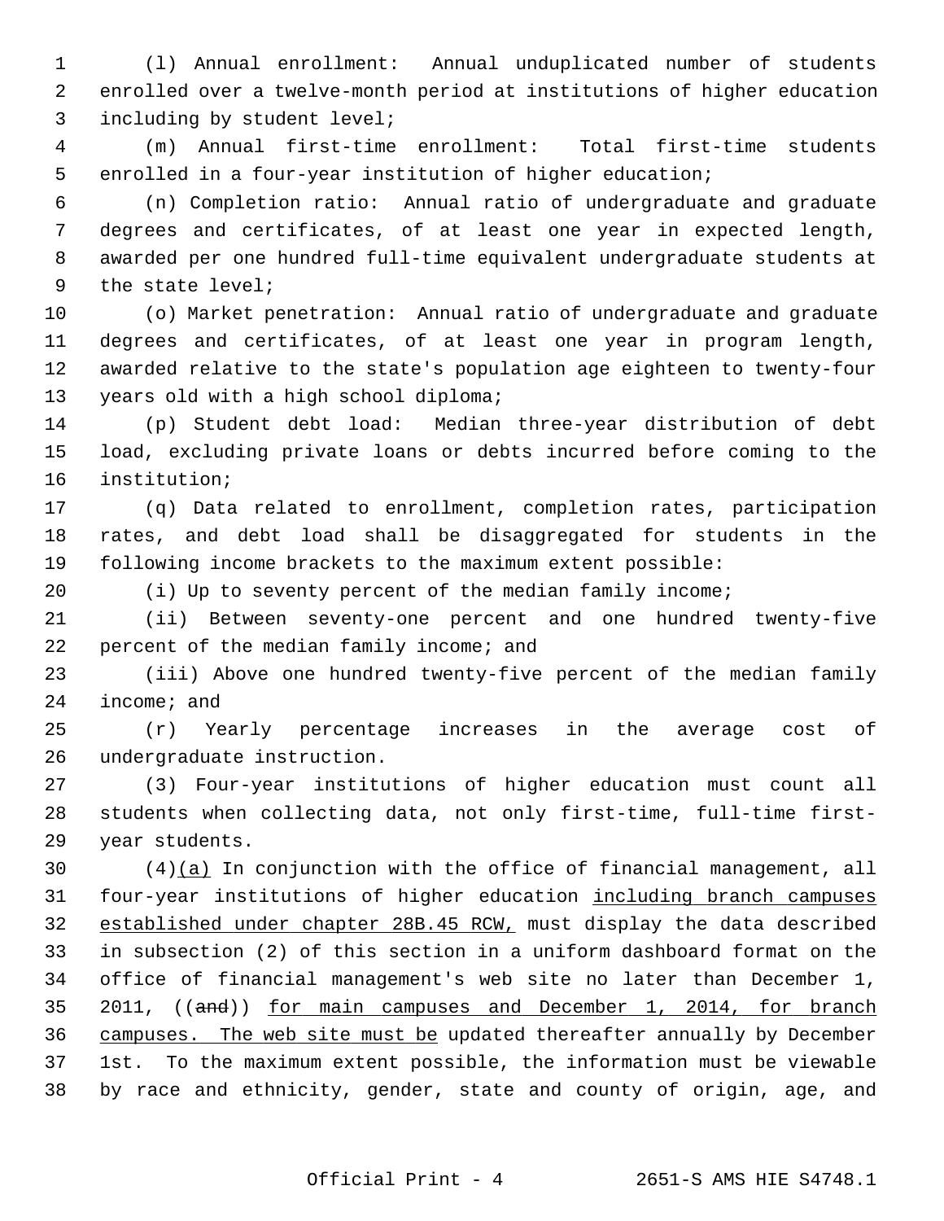(l) Annual enrollment: Annual unduplicated number of students enrolled over a twelve-month period at institutions of higher education including by student level;

(m) Annual first-time enrollment: Total first-time students enrolled in a four-year institution of higher education;

(n) Completion ratio: Annual ratio of undergraduate and graduate degrees and certificates, of at least one year in expected length, awarded per one hundred full-time equivalent undergraduate students at the state level;

(o) Market penetration: Annual ratio of undergraduate and graduate degrees and certificates, of at least one year in program length, awarded relative to the state's population age eighteen to twenty-four years old with a high school diploma;

(p) Student debt load: Median three-year distribution of debt load, excluding private loans or debts incurred before coming to the institution;

(q) Data related to enrollment, completion rates, participation rates, and debt load shall be disaggregated for students in the following income brackets to the maximum extent possible:

(i) Up to seventy percent of the median family income;

(ii) Between seventy-one percent and one hundred twenty-five percent of the median family income; and

(iii) Above one hundred twenty-five percent of the median family income; and

(r) Yearly percentage increases in the average cost of undergraduate instruction.

(3) Four-year institutions of higher education must count all students when collecting data, not only first-time, full-time first-year students.

(4)<u>(a)</u> In conjunction with the office of financial management, all four-year institutions of higher education <u>including branch campuses established under chapter 28B.45 RCW,</u> must display the data described in subsection (2) of this section in a uniform dashboard format on the office of financial management's web site no later than December 1, 2011, ((~~and~~)) <u>for main campuses and December 1, 2014, for branch campuses. The web site must be</u> updated thereafter annually by December 1st. To the maximum extent possible, the information must be viewable by race and ethnicity, gender, state and county of origin, age, and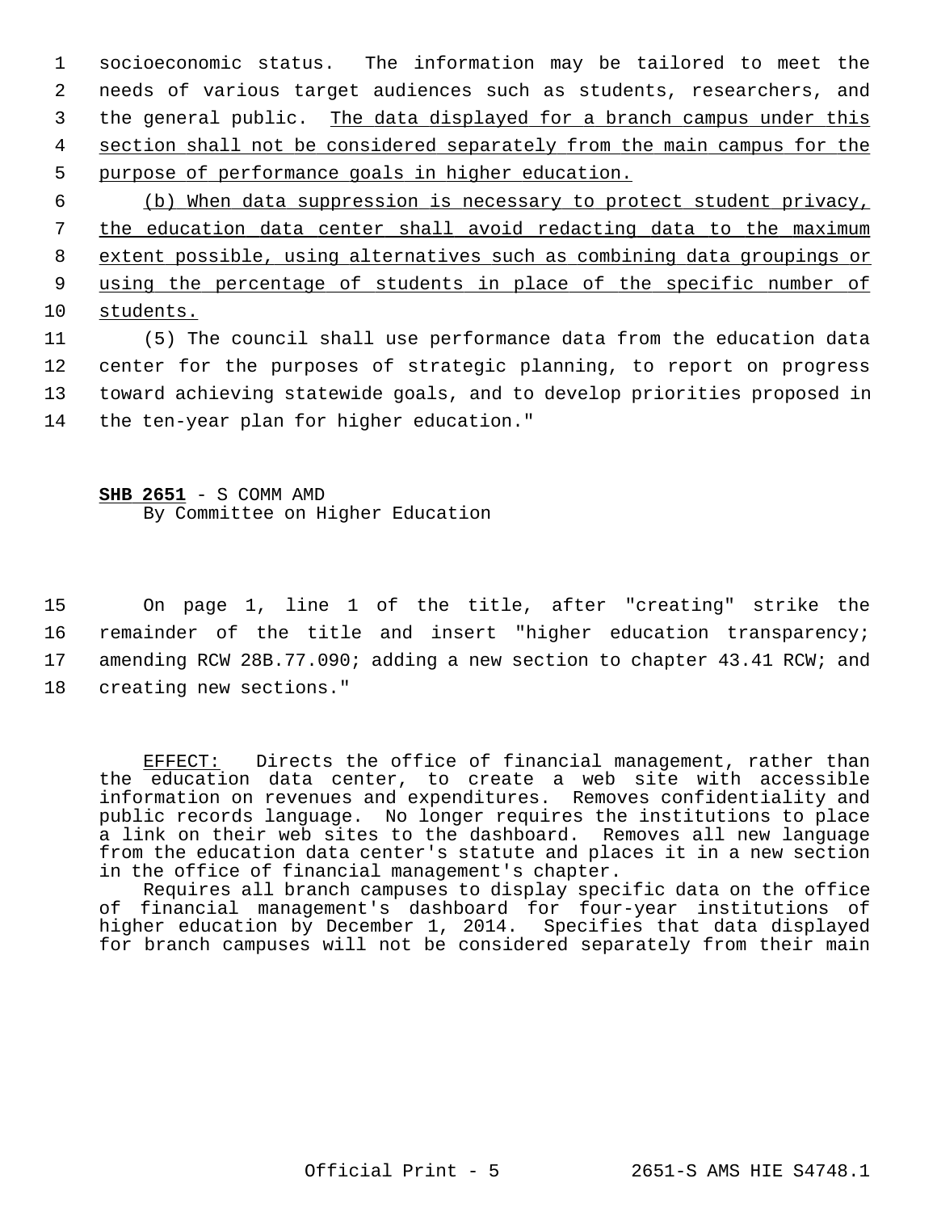socioeconomic status. The information may be tailored to meet the needs of various target audiences such as students, researchers, and the general public. <u>The data displayed for a branch campus under this section shall not be considered separately from the main campus for the purpose of performance goals in higher education.</u>

<u>(b) When data suppression is necessary to protect student privacy, the education data center shall avoid redacting data to the maximum extent possible, using alternatives such as combining data groupings or using the percentage of students in place of the specific number of students.</u>

(5) The council shall use performance data from the education data center for the purposes of strategic planning, to report on progress toward achieving statewide goals, and to develop priorities proposed in the ten-year plan for higher education."

**SHB 2651** - S COMM AMD
By Committee on Higher Education

On page 1, line 1 of the title, after "creating" strike the remainder of the title and insert "higher education transparency; amending RCW 28B.77.090; adding a new section to chapter 43.41 RCW; and creating new sections."

<u>EFFECT:</u> Directs the office of financial management, rather than the education data center, to create a web site with accessible information on revenues and expenditures. Removes confidentiality and public records language. No longer requires the institutions to place a link on their web sites to the dashboard. Removes all new language from the education data center's statute and places it in a new section in the office of financial management's chapter.

Requires all branch campuses to display specific data on the office of financial management's dashboard for four-year institutions of higher education by December 1, 2014. Specifies that data displayed for branch campuses will not be considered separately from their main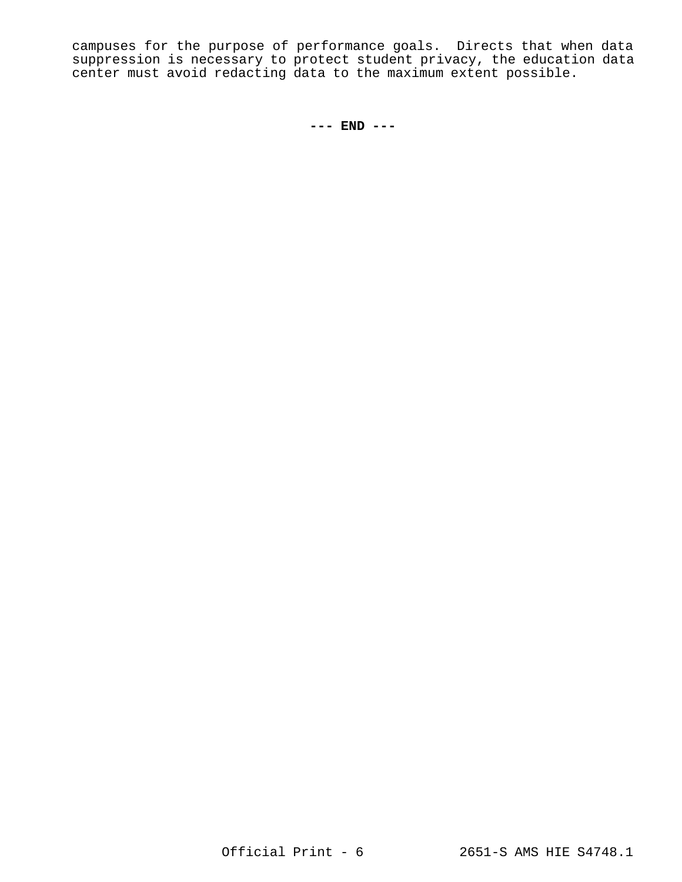campuses for the purpose of performance goals. Directs that when data suppression is necessary to protect student privacy, the education data center must avoid redacting data to the maximum extent possible.

**--- END ---**